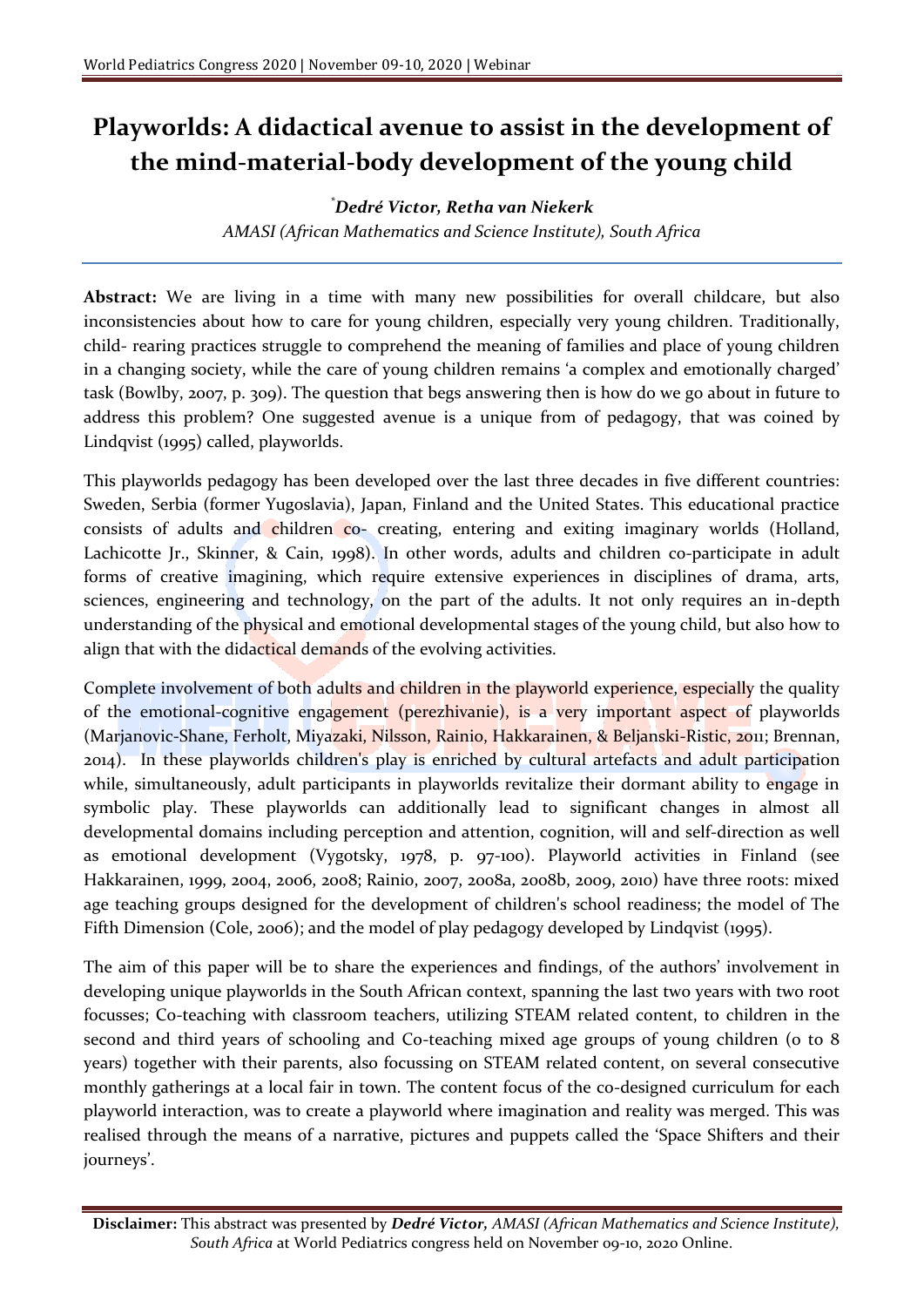# Playworlds: A didactical avenue to assist in the development of the mind-material-body development of the young child

*[*]Dedré Victor, Retha van Niekerk***

*AMASI (African Mathematics and Science Institute), South Africa*

**Abstract:** We are living in a time with many new possibilities for overall childcare, but also inconsistencies about how to care for young children, especially very young children. Traditionally, child- rearing practices struggle to comprehend the meaning of families and place of young children in a changing society, while the care of young children remains 'a complex and emotionally charged' task (Bowlby, 2007, p. 309). The question that begs answering then is how do we go about in future to address this problem? One suggested avenue is a unique from of pedagogy, that was coined by Lindqvist (1995) called, playworlds.

This playworlds pedagogy has been developed over the last three decades in five different countries: Sweden, Serbia (former Yugoslavia), Japan, Finland and the United States. This educational practice consists of adults and children co- creating, entering and exiting imaginary worlds (Holland, Lachicotte Jr., Skinner, & Cain, 1998). In other words, adults and children co-participate in adult forms of creative imagining, which require extensive experiences in disciplines of drama, arts, sciences, engineering and technology, on the part of the adults. It not only requires an in-depth understanding of the physical and emotional developmental stages of the young child, but also how to align that with the didactical demands of the evolving activities.

Complete involvement of both adults and children in the playworld experience, especially the quality of the emotional-cognitive engagement (perezhivanie), is a very important aspect of playworlds (Marjanovic-Shane, Ferholt, Miyazaki, Nilsson, Rainio, Hakkarainen, & Beljanski-Ristic, 2011; Brennan, 2014). In these playworlds children's play is enriched by cultural artefacts and adult participation while, simultaneously, adult participants in playworlds revitalize their dormant ability to engage in symbolic play. These playworlds can additionally lead to significant changes in almost all developmental domains including perception and attention, cognition, will and self-direction as well as emotional development (Vygotsky, 1978, p. 97-100). Playworld activities in Finland (see Hakkarainen, 1999, 2004, 2006, 2008; Rainio, 2007, 2008a, 2008b, 2009, 2010) have three roots: mixed age teaching groups designed for the development of children's school readiness; the model of The Fifth Dimension (Cole, 2006); and the model of play pedagogy developed by Lindqvist (1995).

The aim of this paper will be to share the experiences and findings, of the authors' involvement in developing unique playworlds in the South African context, spanning the last two years with two root focusses; Co-teaching with classroom teachers, utilizing STEAM related content, to children in the second and third years of schooling and Co-teaching mixed age groups of young children (0 to 8 years) together with their parents, also focussing on STEAM related content, on several consecutive monthly gatherings at a local fair in town. The content focus of the co-designed curriculum for each playworld interaction, was to create a playworld where imagination and reality was merged. This was realised through the means of a narrative, pictures and puppets called the 'Space Shifters and their journeys'.

**Disclaimer:** This abstract was presented by ***Dedré Victor,*** *AMASI (African Mathematics and Science Institute), South Africa* at World Pediatrics congress held on November 09-10, 2020 Online.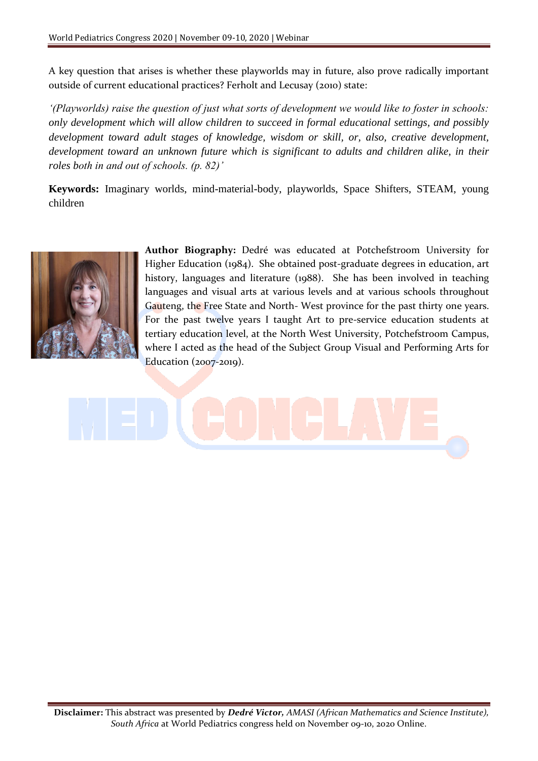A key question that arises is whether these playworlds may in future, also prove radically important outside of current educational practices? Ferholt and Lecusay (2010) state:

*'(Playworlds) raise the question of just what sorts of development we would like to foster in schools: only development which will allow children to succeed in formal educational settings, and possibly development toward adult stages of knowledge, wisdom or skill, or, also, creative development, development toward an unknown future which is significant to adults and children alike, in their roles both in and out of schools. (p. 82)'*

**Keywords:** Imaginary worlds, mind-material-body, playworlds, Space Shifters, STEAM, young children

**Author Biography:** Dedré was educated at Potchefstroom University for Higher Education (1984). She obtained post-graduate degrees in education, art history, languages and literature (1988). She has been involved in teaching languages and visual arts at various levels and at various schools throughout Gauteng, the Free State and North- West province for the past thirty one years. For the past twelve years I taught Art to pre-service education students at tertiary education level, at the North West University, Potchefstroom Campus, where I acted as the head of the Subject Group Visual and Performing Arts for Education (2007-2019).

**Disclaimer:** This abstract was presented by ***Dedré Victor,*** *AMASI (African Mathematics and Science Institute), South Africa* at World Pediatrics congress held on November 09-10, 2020 Online.